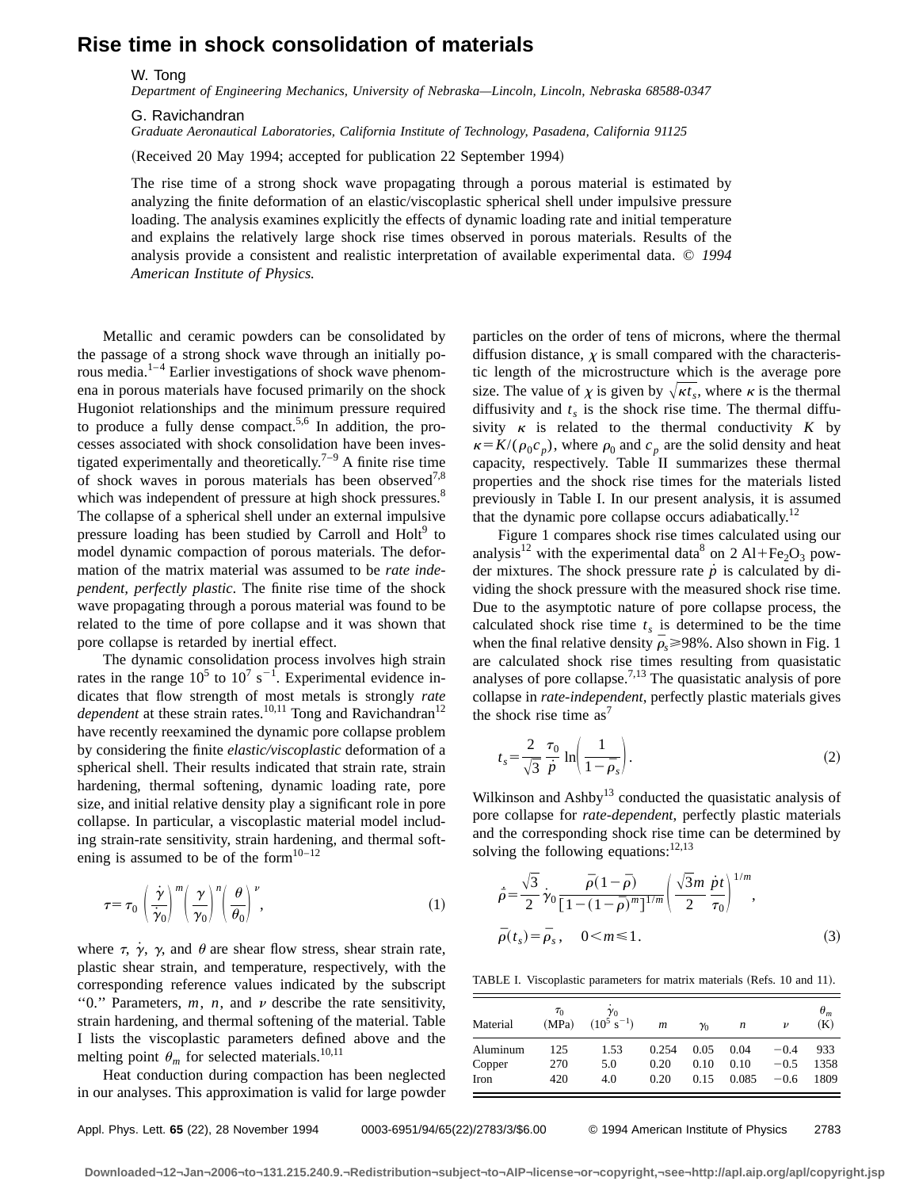# Rise time in shock consolidation of materials

W. Tong
*Department of Engineering Mechanics, University of Nebraska—Lincoln, Lincoln, Nebraska 68588-0347*

G. Ravichandran
*Graduate Aeronautical Laboratories, California Institute of Technology, Pasadena, California 91125*

(Received 20 May 1994; accepted for publication 22 September 1994)

The rise time of a strong shock wave propagating through a porous material is estimated by analyzing the finite deformation of an elastic/viscoplastic spherical shell under impulsive pressure loading. The analysis examines explicitly the effects of dynamic loading rate and initial temperature and explains the relatively large shock rise times observed in porous materials. Results of the analysis provide a consistent and realistic interpretation of available experimental data. © *1994 American Institute of Physics.*

Metallic and ceramic powders can be consolidated by the passage of a strong shock wave through an initially porous media.[1–4] Earlier investigations of shock wave phenomena in porous materials have focused primarily on the shock Hugoniot relationships and the minimum pressure required to produce a fully dense compact.[5,6] In addition, the processes associated with shock consolidation have been investigated experimentally and theoretically.[7–9] A finite rise time of shock waves in porous materials has been observed[7,8] which was independent of pressure at high shock pressures.[8] The collapse of a spherical shell under an external impulsive pressure loading has been studied by Carroll and Holt[9] to model dynamic compaction of porous materials. The deformation of the matrix material was assumed to be *rate independent, perfectly plastic*. The finite rise time of the shock wave propagating through a porous material was found to be related to the time of pore collapse and it was shown that pore collapse is retarded by inertial effect.

The dynamic consolidation process involves high strain rates in the range $10^5$ to $10^7\ \mathrm{s}^{-1}$. Experimental evidence indicates that flow strength of most metals is strongly *rate dependent* at these strain rates.[10,11] Tong and Ravichandran[12] have recently reexamined the dynamic pore collapse problem by considering the finite *elastic/viscoplastic* deformation of a spherical shell. Their results indicated that strain rate, strain hardening, thermal softening, dynamic loading rate, pore size, and initial relative density play a significant role in pore collapse. In particular, a viscoplastic material model including strain-rate sensitivity, strain hardening, and thermal softening is assumed to be of the form[10–12]

$$\tau=\tau_0\left(\frac{\dot{\gamma}}{\dot{\gamma}_0}\right)^m\left(\frac{\gamma}{\gamma_0}\right)^n\left(\frac{\theta}{\theta_0}\right)^\nu, \tag{1}$$

where $\tau$, $\dot{\gamma}$, $\gamma$, and $\theta$ are shear flow stress, shear strain rate, plastic shear strain, and temperature, respectively, with the corresponding reference values indicated by the subscript "0." Parameters, $m$, $n$, and $\nu$ describe the rate sensitivity, strain hardening, and thermal softening of the material. Table I lists the viscoplastic parameters defined above and the melting point $\theta_m$ for selected materials.[10,11]

Heat conduction during compaction has been neglected in our analyses. This approximation is valid for large powder particles on the order of tens of microns, where the thermal diffusion distance, $\chi$ is small compared with the characteristic length of the microstructure which is the average pore size. The value of $\chi$ is given by $\sqrt{\kappa t_s}$, where $\kappa$ is the thermal diffusivity and $t_s$ is the shock rise time. The thermal diffusivity $\kappa$ is related to the thermal conductivity $K$ by $\kappa=K/(\rho_0 c_p)$, where $\rho_0$ and $c_p$ are the solid density and heat capacity, respectively. Table II summarizes these thermal properties and the shock rise times for the materials listed previously in Table I. In our present analysis, it is assumed that the dynamic pore collapse occurs adiabatically.[12]

Figure 1 compares shock rise times calculated using our analysis[12] with the experimental data[8] on 2 Al+$Fe_2O_3$ powder mixtures. The shock pressure rate $\dot{p}$ is calculated by dividing the shock pressure with the measured shock rise time. Due to the asymptotic nature of pore collapse process, the calculated shock rise time $t_s$ is determined to be the time when the final relative density $\bar{\rho}_s \geqslant 98\%$. Also shown in Fig. 1 are calculated shock rise times resulting from quasistatic analyses of pore collapse.[7,13] The quasistatic analysis of pore collapse in *rate-independent*, perfectly plastic materials gives the shock rise time as[7]

$$t_s=\frac{2}{\sqrt{3}}\frac{\tau_0}{\dot{p}}\ln\left(\frac{1}{1-\bar{\rho}_s}\right). \tag{2}$$

Wilkinson and Ashby[13] conducted the quasistatic analysis of pore collapse for *rate-dependent*, perfectly plastic materials and the corresponding shock rise time can be determined by solving the following equations:[12,13]

$$\dot{\bar{\rho}}=\frac{\sqrt{3}}{2}\dot{\gamma}_0\frac{\bar{\rho}(1-\bar{\rho})}{[1-(1-\bar{\rho})^m]^{1/m}}\left(\frac{\sqrt{3}m}{2}\frac{\dot{p}t}{\tau_0}\right)^{1/m},$$

$$\bar{\rho}(t_s)=\bar{\rho}_s,\quad 0<m\leqslant 1. \tag{3}$$

TABLE I. Viscoplastic parameters for matrix materials (Refs. 10 and 11).

| Material | $\tau_0$ (MPa) | $\dot{\gamma}_0$ ($10^5\ \mathrm{s}^{-1}$) | $m$ | $\gamma_0$ | $n$ | $\nu$ | $\theta_m$ (K) |
|---|---|---|---|---|---|---|---|
| Aluminum | 125 | 1.53 | 0.254 | 0.05 | 0.04 | −0.4 | 933 |
| Copper | 270 | 5.0 | 0.20 | 0.10 | 0.10 | −0.5 | 1358 |
| Iron | 420 | 4.0 | 0.20 | 0.15 | 0.085 | −0.6 | 1809 |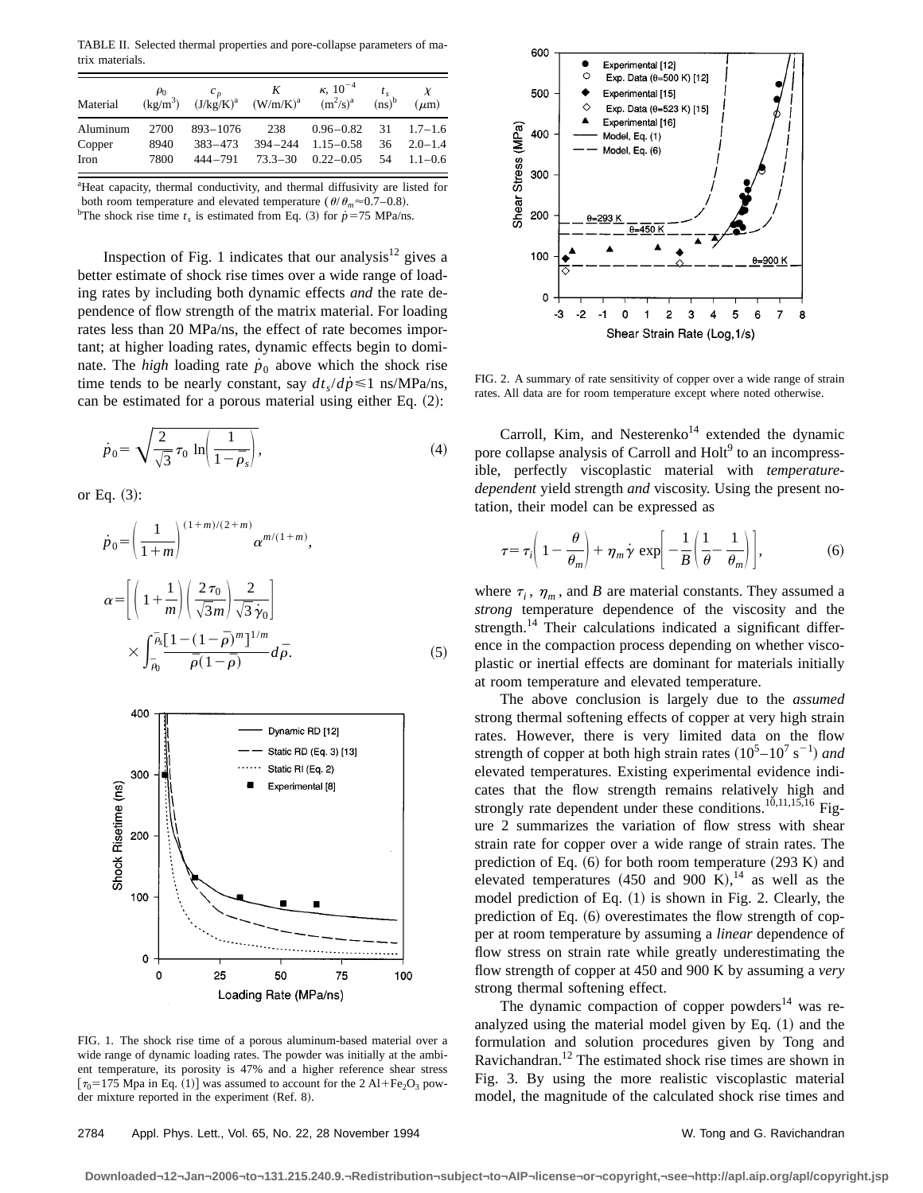TABLE II. Selected thermal properties and pore-collapse parameters of matrix materials.

| Material | $\rho_0$ (kg/m$^3$) | $c_p$ (J/kg/K)[a] | $K$ (W/m/K)[a] | $\kappa$, $10^{-4}$ (m$^2$/s)[a] | $t_s$ (ns)[b] | $\chi$ ($\mu$m) |
|---|---|---|---|---|---|---|
| Aluminum | 2700 | 893–1076 | 238 | 0.96–0.82 | 31 | 1.7–1.6 |
| Copper | 8940 | 383–473 | 394–244 | 1.15–0.58 | 36 | 2.0–1.4 |
| Iron | 7800 | 444–791 | 73.3–30 | 0.22–0.05 | 54 | 1.1–0.6 |

[a]Heat capacity, thermal conductivity, and thermal diffusivity are listed for both room temperature and elevated temperature ($\theta/\theta_m \approx 0.7$–$0.8$).
[b]The shock rise time $t_s$ is estimated from Eq. (3) for $\dot{p}=75$ MPa/ns.

Inspection of Fig. 1 indicates that our analysis[12] gives a better estimate of shock rise times over a wide range of loading rates by including both dynamic effects *and* the rate dependence of flow strength of the matrix material. For loading rates less than 20 MPa/ns, the effect of rate becomes important; at higher loading rates, dynamic effects begin to dominate. The *high* loading rate $\dot{p}_0$ above which the shock rise time tends to be nearly constant, say $dt_s/d\dot{p} \leq 1$ ns/MPa/ns, can be estimated for a porous material using either Eq. (2):

$$\dot{p}_0 = \sqrt{\frac{2}{\sqrt{3}}\tau_0 \ln\left(\frac{1}{1-\bar{\rho}_s}\right)}, \tag{4}$$

or Eq. (3):

$$\dot{p}_0 = \left(\frac{1}{1+m}\right)^{(1+m)/(2+m)} \alpha^{m/(1+m)},$$

$$\alpha = \left[\left(1+\frac{1}{m}\right)\left(\frac{2\tau_0}{\sqrt{3}m}\right)\frac{2}{\sqrt{3}\dot{\gamma}_0}\right] \times \int_{\bar{\rho}_0}^{\bar{\rho}_s} \frac{[1-(1-\bar{\rho})^m]^{1/m}}{\bar{\rho}(1-\bar{\rho})} d\bar{\rho}. \tag{5}$$

FIG. 1. The shock rise time of a porous aluminum-based material over a wide range of dynamic loading rates. The powder was initially at the ambient temperature, its porosity is 47% and a higher reference shear stress [$\tau_0$=175 Mpa in Eq. (1)] was assumed to account for the 2 Al+$Fe_2O_3$ powder mixture reported in the experiment (Ref. 8).

FIG. 2. A summary of rate sensitivity of copper over a wide range of strain rates. All data are for room temperature except where noted otherwise.

Carroll, Kim, and Nesterenko[14] extended the dynamic pore collapse analysis of Carroll and Holt[9] to an incompressible, perfectly viscoplastic material with *temperature-dependent* yield strength *and* viscosity. Using the present notation, their model can be expressed as

$$\tau = \tau_i\left(1-\frac{\theta}{\theta_m}\right) + \eta_m \dot{\gamma} \exp\left[-\frac{1}{B}\left(\frac{1}{\theta}-\frac{1}{\theta_m}\right)\right], \tag{6}$$

where $\tau_i$, $\eta_m$, and $B$ are material constants. They assumed a *strong* temperature dependence of the viscosity and the strength.[14] Their calculations indicated a significant difference in the compaction process depending on whether viscoplastic or inertial effects are dominant for materials initially at room temperature and elevated temperature.

The above conclusion is largely due to the *assumed* strong thermal softening effects of copper at very high strain rates. However, there is very limited data on the flow strength of copper at both high strain rates ($10^5$–$10^7$ s$^{-1}$) *and* elevated temperatures. Existing experimental evidence indicates that the flow strength remains relatively high and strongly rate dependent under these conditions.[10,11,15,16] Figure 2 summarizes the variation of flow stress with shear strain rate for copper over a wide range of strain rates. The prediction of Eq. (6) for both room temperature (293 K) and elevated temperatures (450 and 900 K),[14] as well as the model prediction of Eq. (1) is shown in Fig. 2. Clearly, the prediction of Eq. (6) overestimates the flow strength of copper at room temperature by assuming a *linear* dependence of flow stress on strain rate while greatly underestimating the flow strength of copper at 450 and 900 K by assuming a *very* strong thermal softening effect.

The dynamic compaction of copper powders[14] was reanalyzed using the material model given by Eq. (1) and the formulation and solution procedures given by Tong and Ravichandran.[12] The estimated shock rise times are shown in Fig. 3. By using the more realistic viscoplastic material model, the magnitude of the calculated shock rise times and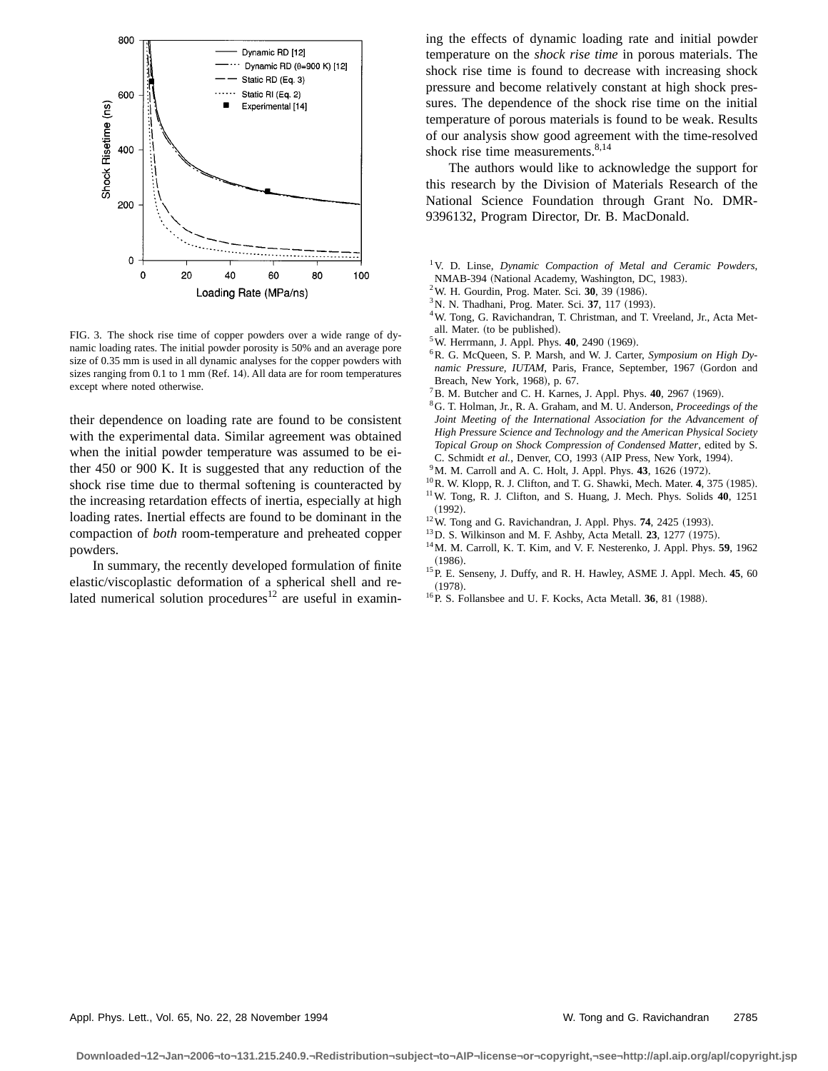800

600

400

200

0

0 20 40 60 80 100

Shock Risetime (ns)

Loading Rate (MPa/ns)

Dynamic RD [12]

Dynamic RD ($\theta$=900 K) [12]

Static RD (Eq. 3)

Static RI (Eq. 2)

Experimental [14]

FIG. 3. The shock rise time of copper powders over a wide range of dynamic loading rates. The initial powder porosity is 50% and an average pore size of 0.35 mm is used in all dynamic analyses for the copper powders with sizes ranging from 0.1 to 1 mm (Ref. 14). All data are for room temperatures except where noted otherwise.

their dependence on loading rate are found to be consistent with the experimental data. Similar agreement was obtained when the initial powder temperature was assumed to be either 450 or 900 K. It is suggested that any reduction of the shock rise time due to thermal softening is counteracted by the increasing retardation effects of inertia, especially at high loading rates. Inertial effects are found to be dominant in the compaction of *both* room-temperature and preheated copper powders.

In summary, the recently developed formulation of finite elastic/viscoplastic deformation of a spherical shell and related numerical solution procedures[12] are useful in examining the effects of dynamic loading rate and initial powder temperature on the *shock rise time* in porous materials. The shock rise time is found to decrease with increasing shock pressure and become relatively constant at high shock pressures. The dependence of the shock rise time on the initial temperature of porous materials is found to be weak. Results of our analysis show good agreement with the time-resolved shock rise time measurements.[8,14]

The authors would like to acknowledge the support for this research by the Division of Materials Research of the National Science Foundation through Grant No. DMR-9396132, Program Director, Dr. B. MacDonald.

[1] V. D. Linse, *Dynamic Compaction of Metal and Ceramic Powders*, NMAB-394 (National Academy, Washington, DC, 1983).
[2] W. H. Gourdin, Prog. Mater. Sci. **30**, 39 (1986).
[3] N. N. Thadhani, Prog. Mater. Sci. **37**, 117 (1993).
[4] W. Tong, G. Ravichandran, T. Christman, and T. Vreeland, Jr., Acta Metall. Mater. (to be published).
[5] W. Herrmann, J. Appl. Phys. **40**, 2490 (1969).
[6] R. G. McQueen, S. P. Marsh, and W. J. Carter, *Symposium on High Dynamic Pressure, IUTAM*, Paris, France, September, 1967 (Gordon and Breach, New York, 1968), p. 67.
[7] B. M. Butcher and C. H. Karnes, J. Appl. Phys. **40**, 2967 (1969).
[8] G. T. Holman, Jr., R. A. Graham, and M. U. Anderson, *Proceedings of the Joint Meeting of the International Association for the Advancement of High Pressure Science and Technology and the American Physical Society Topical Group on Shock Compression of Condensed Matter*, edited by S. C. Schmidt *et al.*, Denver, CO, 1993 (AIP Press, New York, 1994).
[9] M. M. Carroll and A. C. Holt, J. Appl. Phys. **43**, 1626 (1972).
[10] R. W. Klopp, R. J. Clifton, and T. G. Shawki, Mech. Mater. **4**, 375 (1985).
[11] W. Tong, R. J. Clifton, and S. Huang, J. Mech. Phys. Solids **40**, 1251 (1992).
[12] W. Tong and G. Ravichandran, J. Appl. Phys. **74**, 2425 (1993).
[13] D. S. Wilkinson and M. F. Ashby, Acta Metall. **23**, 1277 (1975).
[14] M. M. Carroll, K. T. Kim, and V. F. Nesterenko, J. Appl. Phys. **59**, 1962 (1986).
[15] P. E. Senseny, J. Duffy, and R. H. Hawley, ASME J. Appl. Mech. **45**, 60 (1978).
[16] P. S. Follansbee and U. F. Kocks, Acta Metall. **36**, 81 (1988).